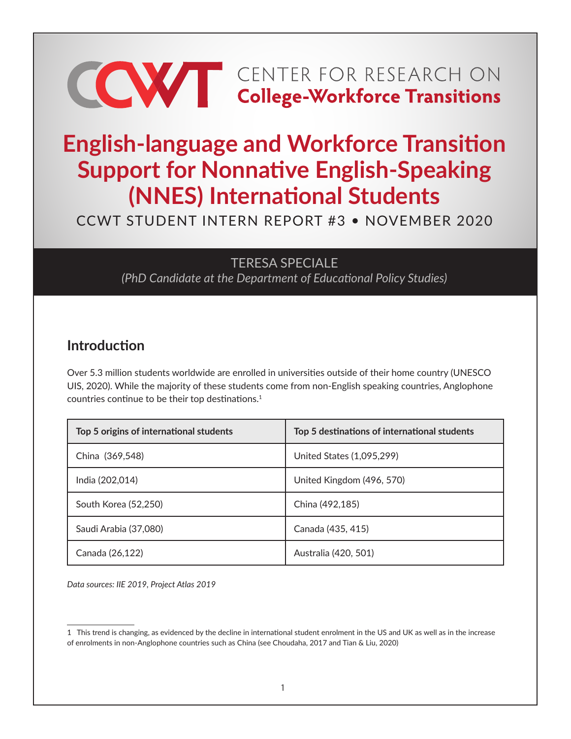CENTER FOR RESEARCH ON
**College-Workforce Transitions**

# English-language and Workforce Transition Support for Nonnative English-Speaking (NNES) International Students

CCWT STUDENT INTERN REPORT #3 • NOVEMBER 2020

TERESA SPECIALE

*(PhD Candidate at the Department of Educational Policy Studies)*

## Introduction

Over 5.3 million students worldwide are enrolled in universities outside of their home country (UNESCO UIS, 2020). While the majority of these students come from non-English speaking countries, Anglophone countries continue to be their top destinations.[1]

| Top 5 origins of international students | Top 5 destinations of international students |
|---|---|
| China (369,548) | United States (1,095,299) |
| India (202,014) | United Kingdom (496, 570) |
| South Korea (52,250) | China (492,185) |
| Saudi Arabia (37,080) | Canada (435, 415) |
| Canada (26,122) | Australia (420, 501) |

*Data sources: IIE 2019, Project Atlas 2019*

1 This trend is changing, as evidenced by the decline in international student enrolment in the US and UK as well as in the increase of enrolments in non-Anglophone countries such as China (see Choudaha, 2017 and Tian & Liu, 2020)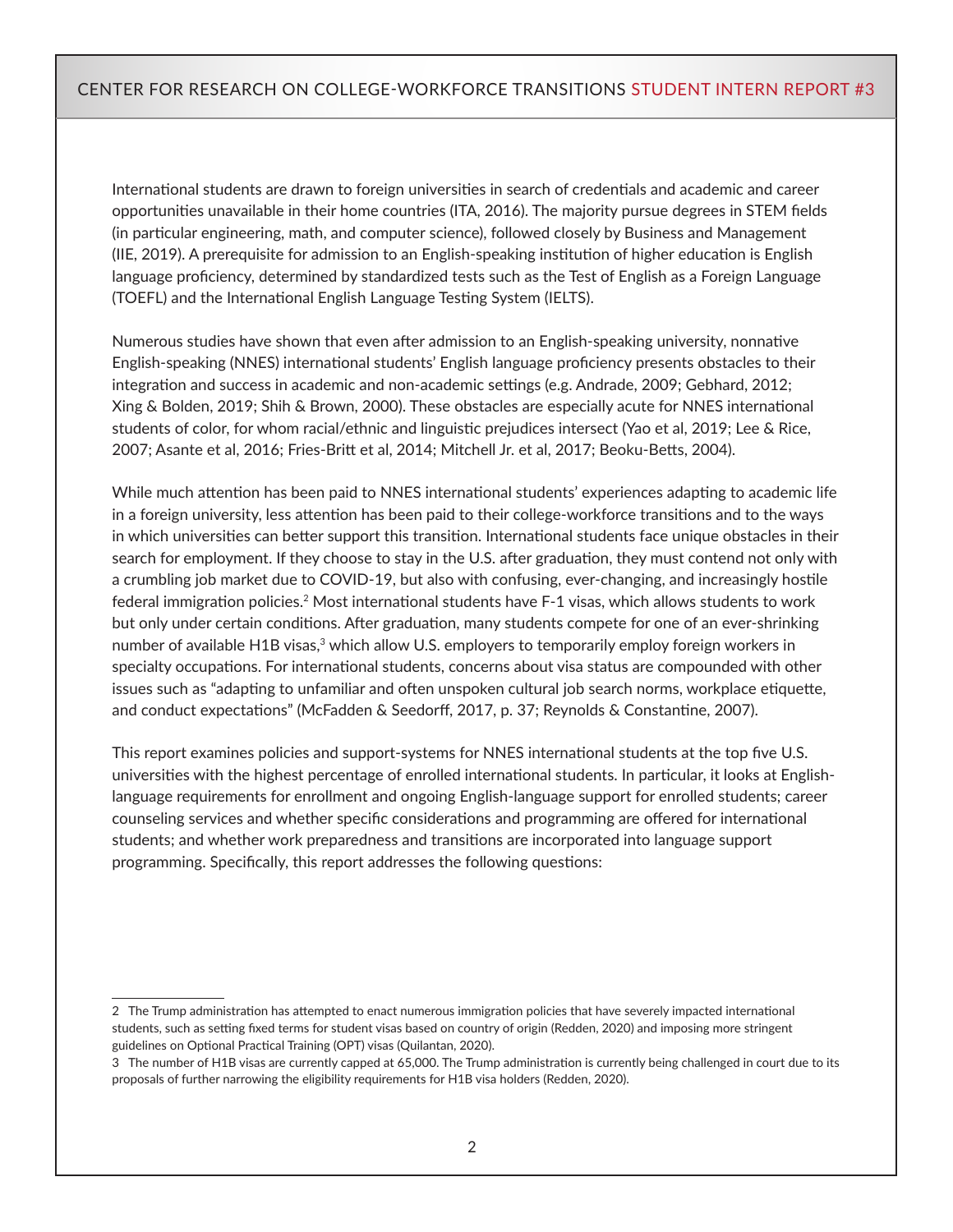International students are drawn to foreign universities in search of credentials and academic and career opportunities unavailable in their home countries (ITA, 2016). The majority pursue degrees in STEM fields (in particular engineering, math, and computer science), followed closely by Business and Management (IIE, 2019). A prerequisite for admission to an English-speaking institution of higher education is English language proficiency, determined by standardized tests such as the Test of English as a Foreign Language (TOEFL) and the International English Language Testing System (IELTS).

Numerous studies have shown that even after admission to an English-speaking university, nonnative English-speaking (NNES) international students' English language proficiency presents obstacles to their integration and success in academic and non-academic settings (e.g. Andrade, 2009; Gebhard, 2012; Xing & Bolden, 2019; Shih & Brown, 2000). These obstacles are especially acute for NNES international students of color, for whom racial/ethnic and linguistic prejudices intersect (Yao et al, 2019; Lee & Rice, 2007; Asante et al, 2016; Fries-Britt et al, 2014; Mitchell Jr. et al, 2017; Beoku-Betts, 2004).

While much attention has been paid to NNES international students' experiences adapting to academic life in a foreign university, less attention has been paid to their college-workforce transitions and to the ways in which universities can better support this transition. International students face unique obstacles in their search for employment. If they choose to stay in the U.S. after graduation, they must contend not only with a crumbling job market due to COVID-19, but also with confusing, ever-changing, and increasingly hostile federal immigration policies.[2] Most international students have F-1 visas, which allows students to work but only under certain conditions. After graduation, many students compete for one of an ever-shrinking number of available H1B visas,[3] which allow U.S. employers to temporarily employ foreign workers in specialty occupations. For international students, concerns about visa status are compounded with other issues such as "adapting to unfamiliar and often unspoken cultural job search norms, workplace etiquette, and conduct expectations" (McFadden & Seedorff, 2017, p. 37; Reynolds & Constantine, 2007).

This report examines policies and support-systems for NNES international students at the top five U.S. universities with the highest percentage of enrolled international students. In particular, it looks at English-language requirements for enrollment and ongoing English-language support for enrolled students; career counseling services and whether specific considerations and programming are offered for international students; and whether work preparedness and transitions are incorporated into language support programming. Specifically, this report addresses the following questions:

---

2 The Trump administration has attempted to enact numerous immigration policies that have severely impacted international students, such as setting fixed terms for student visas based on country of origin (Redden, 2020) and imposing more stringent guidelines on Optional Practical Training (OPT) visas (Quilantan, 2020).

3 The number of H1B visas are currently capped at 65,000. The Trump administration is currently being challenged in court due to its proposals of further narrowing the eligibility requirements for H1B visa holders (Redden, 2020).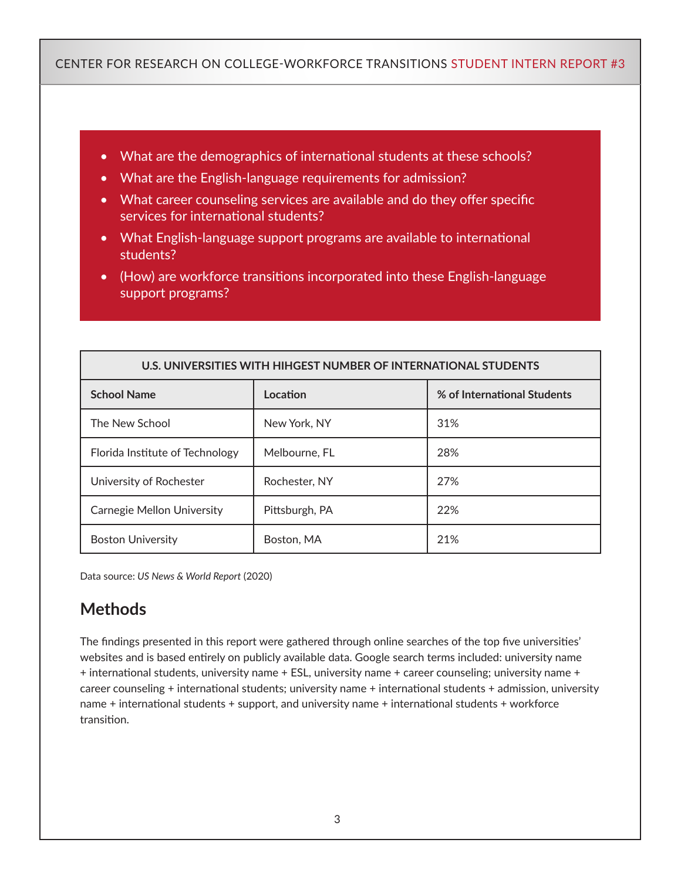- What are the demographics of international students at these schools?
- What are the English-language requirements for admission?
- What career counseling services are available and do they offer specific services for international students?
- What English-language support programs are available to international students?
- (How) are workforce transitions incorporated into these English-language support programs?

| U.S. UNIVERSITIES WITH HIHGEST NUMBER OF INTERNATIONAL STUDENTS | | |
|---|---|---|
| **School Name** | **Location** | **% of International Students** |
| The New School | New York, NY | 31% |
| Florida Institute of Technology | Melbourne, FL | 28% |
| University of Rochester | Rochester, NY | 27% |
| Carnegie Mellon University | Pittsburgh, PA | 22% |
| Boston University | Boston, MA | 21% |

Data source: *US News & World Report* (2020)

## Methods

The findings presented in this report were gathered through online searches of the top five universities' websites and is based entirely on publicly available data. Google search terms included: university name + international students, university name + ESL, university name + career counseling; university name + career counseling + international students; university name + international students + admission, university name + international students + support, and university name + international students + workforce transition.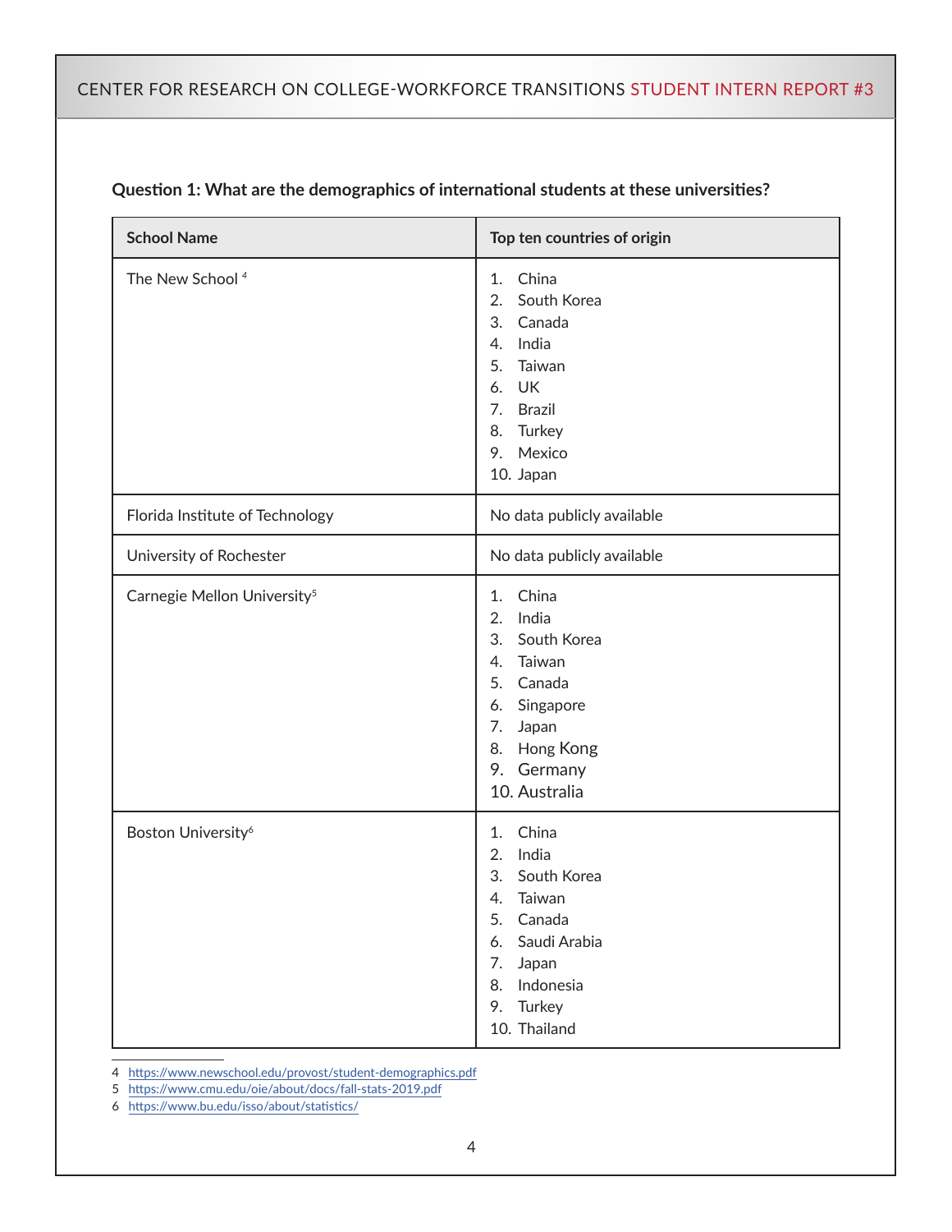**Question 1: What are the demographics of international students at these universities?**

| School Name | Top ten countries of origin |
|---|---|
| The New School [4] | 1. China<br>2. South Korea<br>3. Canada<br>4. India<br>5. Taiwan<br>6. UK<br>7. Brazil<br>8. Turkey<br>9. Mexico<br>10. Japan |
| Florida Institute of Technology | No data publicly available |
| University of Rochester | No data publicly available |
| Carnegie Mellon University[5] | 1. China<br>2. India<br>3. South Korea<br>4. Taiwan<br>5. Canada<br>6. Singapore<br>7. Japan<br>8. Hong Kong<br>9. Germany<br>10. Australia |
| Boston University[6] | 1. China<br>2. India<br>3. South Korea<br>4. Taiwan<br>5. Canada<br>6. Saudi Arabia<br>7. Japan<br>8. Indonesia<br>9. Turkey<br>10. Thailand |

4 https://www.newschool.edu/provost/student-demographics.pdf
5 https://www.cmu.edu/oie/about/docs/fall-stats-2019.pdf
6 https://www.bu.edu/isso/about/statistics/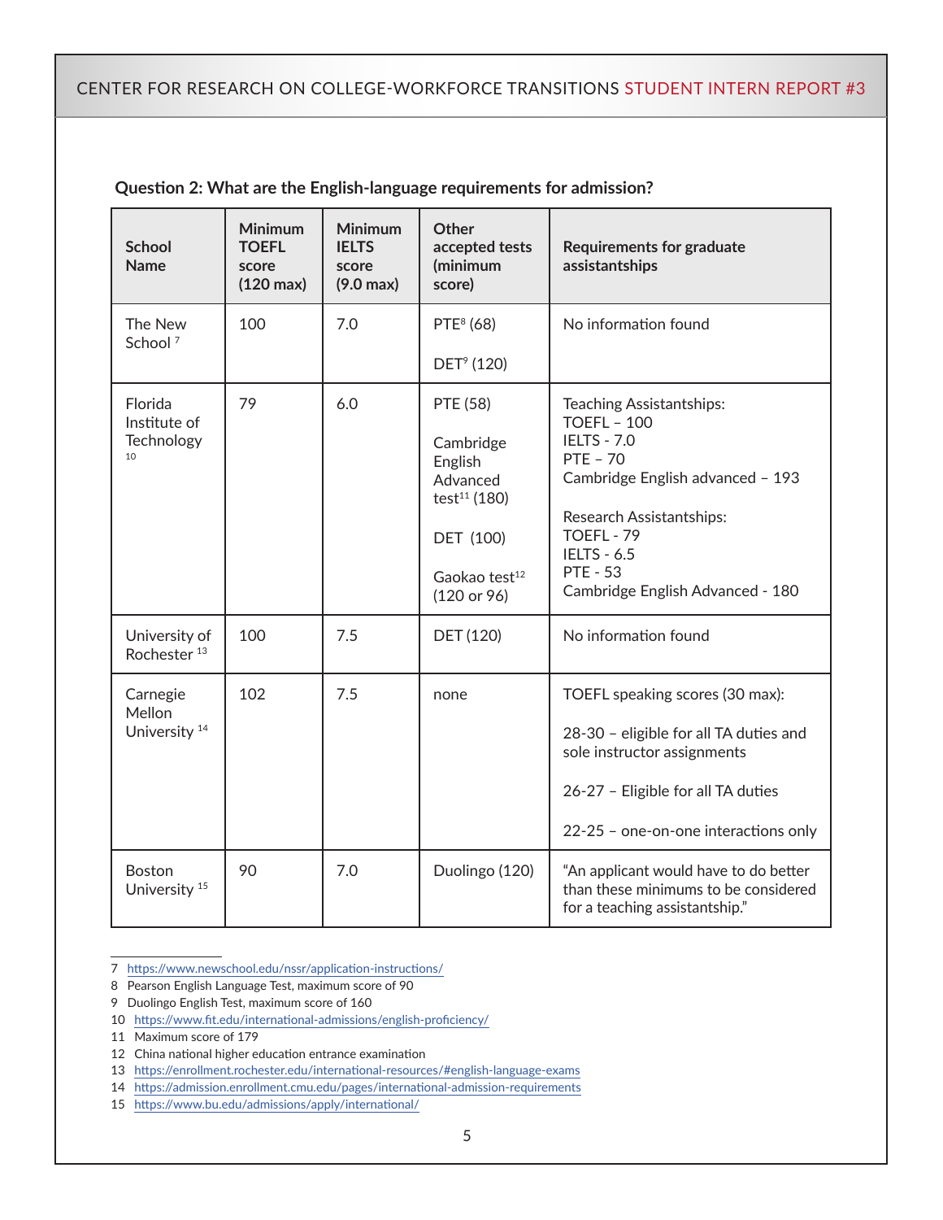**Question 2: What are the English-language requirements for admission?**

| School Name | Minimum TOEFL score (120 max) | Minimum IELTS score (9.0 max) | Other accepted tests (minimum score) | Requirements for graduate assistantships |
|---|---|---|---|---|
| The New School [7] | 100 | 7.0 | PTE[8] (68)<br><br>DET[9] (120) | No information found |
| Florida Institute of Technology [10] | 79 | 6.0 | PTE (58)<br><br>Cambridge English Advanced test[11] (180)<br><br>DET (100)<br><br>Gaokao test[12] (120 or 96) | Teaching Assistantships:<br>TOEFL – 100<br>IELTS - 7.0<br>PTE – 70<br>Cambridge English advanced – 193<br><br>Research Assistantships:<br>TOEFL - 79<br>IELTS - 6.5<br>PTE - 53<br>Cambridge English Advanced - 180 |
| University of Rochester [13] | 100 | 7.5 | DET (120) | No information found |
| Carnegie Mellon University [14] | 102 | 7.5 | none | TOEFL speaking scores (30 max):<br><br>28-30 – eligible for all TA duties and sole instructor assignments<br><br>26-27 – Eligible for all TA duties<br><br>22-25 – one-on-one interactions only |
| Boston University [15] | 90 | 7.0 | Duolingo (120) | "An applicant would have to do better than these minimums to be considered for a teaching assistantship." |

7 https://www.newschool.edu/nssr/application-instructions/
8 Pearson English Language Test, maximum score of 90
9 Duolingo English Test, maximum score of 160
10 https://www.fit.edu/international-admissions/english-proficiency/
11 Maximum score of 179
12 China national higher education entrance examination
13 https://enrollment.rochester.edu/international-resources/#english-language-exams
14 https://admission.enrollment.cmu.edu/pages/international-admission-requirements
15 https://www.bu.edu/admissions/apply/international/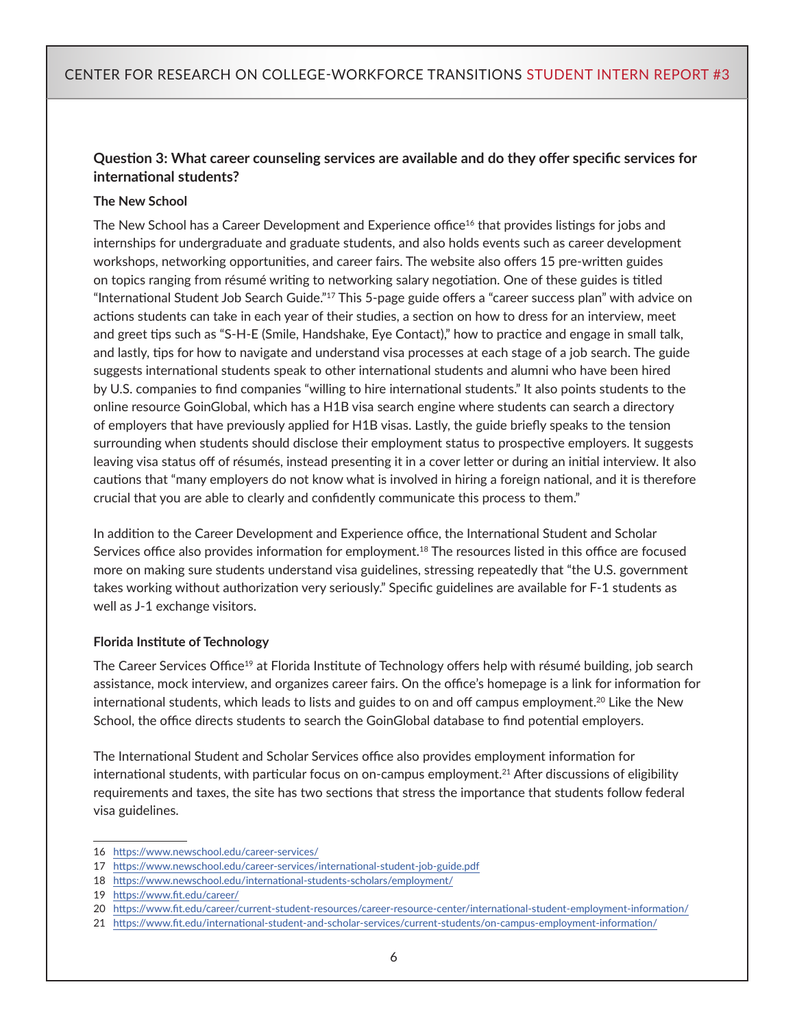**Question 3: What career counseling services are available and do they offer specific services for international students?**

**The New School**

The New School has a Career Development and Experience office[16] that provides listings for jobs and internships for undergraduate and graduate students, and also holds events such as career development workshops, networking opportunities, and career fairs. The website also offers 15 pre-written guides on topics ranging from résumé writing to networking salary negotiation. One of these guides is titled "International Student Job Search Guide."[17] This 5-page guide offers a "career success plan" with advice on actions students can take in each year of their studies, a section on how to dress for an interview, meet and greet tips such as "S-H-E (Smile, Handshake, Eye Contact)," how to practice and engage in small talk, and lastly, tips for how to navigate and understand visa processes at each stage of a job search. The guide suggests international students speak to other international students and alumni who have been hired by U.S. companies to find companies "willing to hire international students." It also points students to the online resource GoinGlobal, which has a H1B visa search engine where students can search a directory of employers that have previously applied for H1B visas. Lastly, the guide briefly speaks to the tension surrounding when students should disclose their employment status to prospective employers. It suggests leaving visa status off of résumés, instead presenting it in a cover letter or during an initial interview. It also cautions that "many employers do not know what is involved in hiring a foreign national, and it is therefore crucial that you are able to clearly and confidently communicate this process to them."

In addition to the Career Development and Experience office, the International Student and Scholar Services office also provides information for employment.[18] The resources listed in this office are focused more on making sure students understand visa guidelines, stressing repeatedly that "the U.S. government takes working without authorization very seriously." Specific guidelines are available for F-1 students as well as J-1 exchange visitors.

**Florida Institute of Technology**

The Career Services Office[19] at Florida Institute of Technology offers help with résumé building, job search assistance, mock interview, and organizes career fairs. On the office's homepage is a link for information for international students, which leads to lists and guides to on and off campus employment.[20] Like the New School, the office directs students to search the GoinGlobal database to find potential employers.

The International Student and Scholar Services office also provides employment information for international students, with particular focus on on-campus employment.[21] After discussions of eligibility requirements and taxes, the site has two sections that stress the importance that students follow federal visa guidelines.

---

16 https://www.newschool.edu/career-services/

17 https://www.newschool.edu/career-services/international-student-job-guide.pdf

18 https://www.newschool.edu/international-students-scholars/employment/

19 https://www.fit.edu/career/

20 https://www.fit.edu/career/current-student-resources/career-resource-center/international-student-employment-information/

21 https://www.fit.edu/international-student-and-scholar-services/current-students/on-campus-employment-information/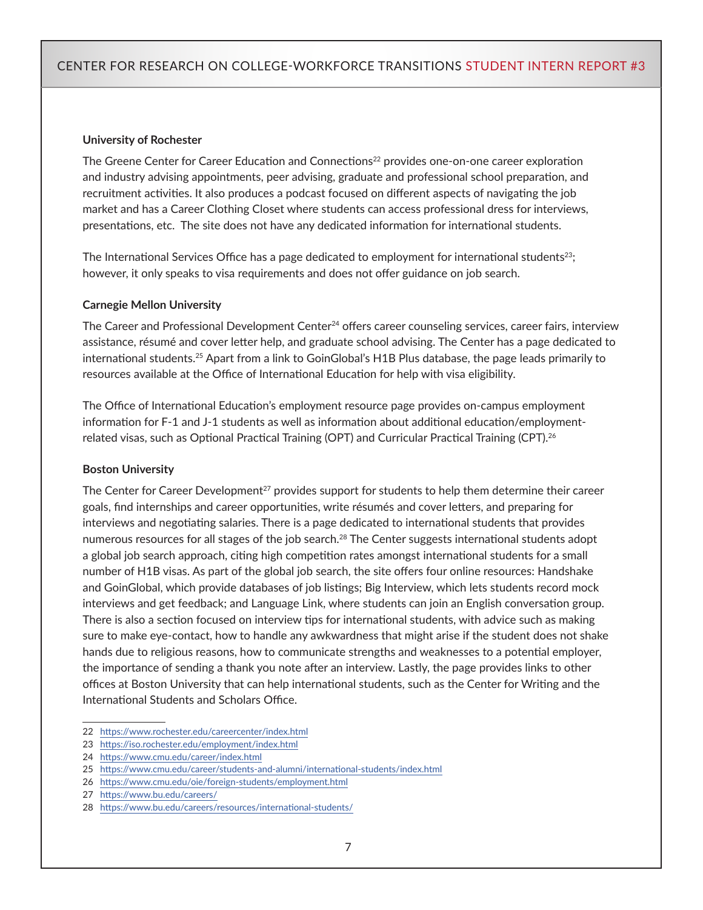**University of Rochester**

The Greene Center for Career Education and Connections[22] provides one-on-one career exploration and industry advising appointments, peer advising, graduate and professional school preparation, and recruitment activities. It also produces a podcast focused on different aspects of navigating the job market and has a Career Clothing Closet where students can access professional dress for interviews, presentations, etc. The site does not have any dedicated information for international students.

The International Services Office has a page dedicated to employment for international students[23]; however, it only speaks to visa requirements and does not offer guidance on job search.

**Carnegie Mellon University**

The Career and Professional Development Center[24] offers career counseling services, career fairs, interview assistance, résumé and cover letter help, and graduate school advising. The Center has a page dedicated to international students.[25] Apart from a link to GoinGlobal's H1B Plus database, the page leads primarily to resources available at the Office of International Education for help with visa eligibility.

The Office of International Education's employment resource page provides on-campus employment information for F-1 and J-1 students as well as information about additional education/employment-related visas, such as Optional Practical Training (OPT) and Curricular Practical Training (CPT).[26]

**Boston University**

The Center for Career Development[27] provides support for students to help them determine their career goals, find internships and career opportunities, write résumés and cover letters, and preparing for interviews and negotiating salaries. There is a page dedicated to international students that provides numerous resources for all stages of the job search.[28] The Center suggests international students adopt a global job search approach, citing high competition rates amongst international students for a small number of H1B visas. As part of the global job search, the site offers four online resources: Handshake and GoinGlobal, which provide databases of job listings; Big Interview, which lets students record mock interviews and get feedback; and Language Link, where students can join an English conversation group. There is also a section focused on interview tips for international students, with advice such as making sure to make eye-contact, how to handle any awkwardness that might arise if the student does not shake hands due to religious reasons, how to communicate strengths and weaknesses to a potential employer, the importance of sending a thank you note after an interview. Lastly, the page provides links to other offices at Boston University that can help international students, such as the Center for Writing and the International Students and Scholars Office.

22 https://www.rochester.edu/careercenter/index.html
23 https://iso.rochester.edu/employment/index.html
24 https://www.cmu.edu/career/index.html
25 https://www.cmu.edu/career/students-and-alumni/international-students/index.html
26 https://www.cmu.edu/oie/foreign-students/employment.html
27 https://www.bu.edu/careers/
28 https://www.bu.edu/careers/resources/international-students/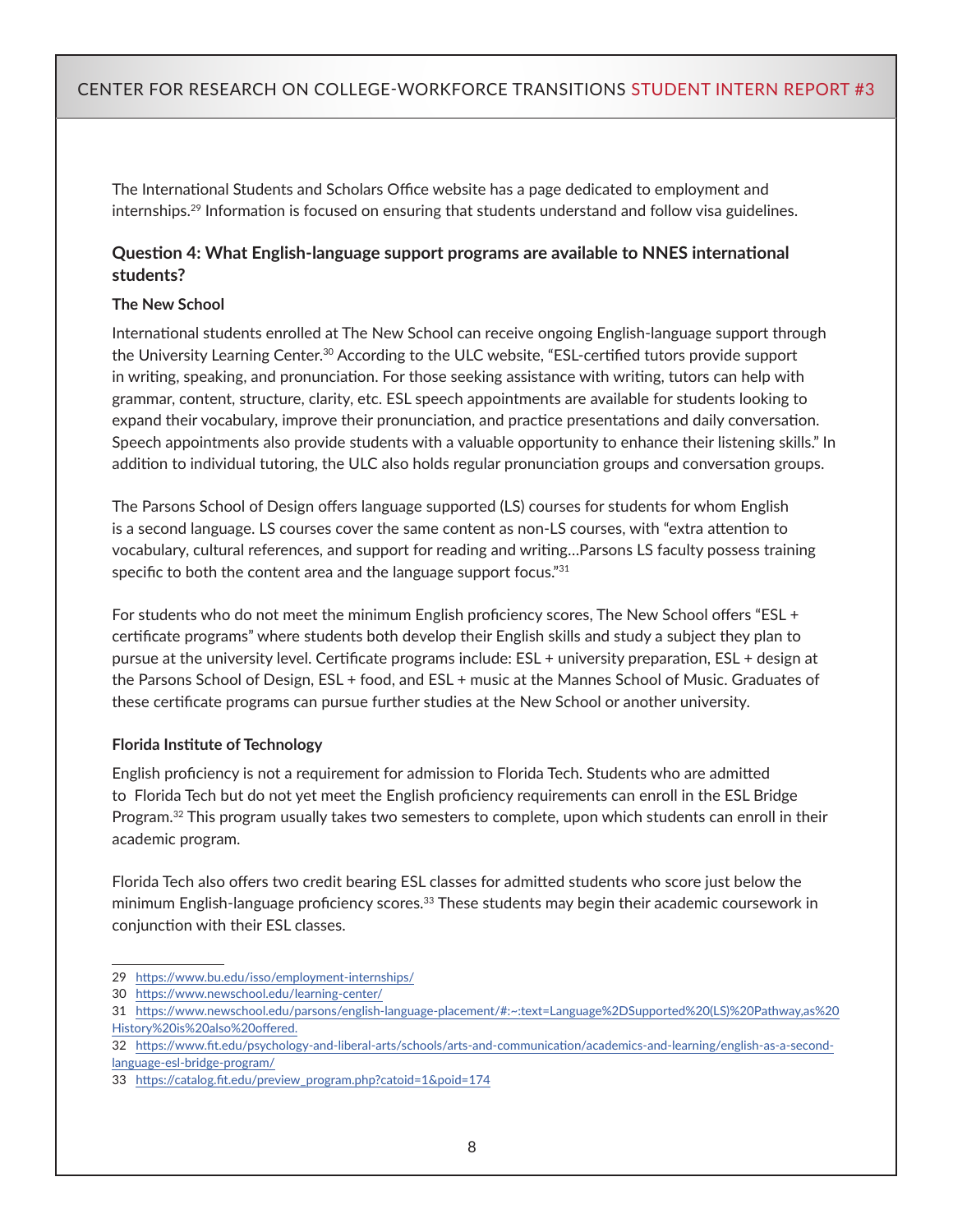The International Students and Scholars Office website has a page dedicated to employment and internships.[29] Information is focused on ensuring that students understand and follow visa guidelines.

### Question 4: What English-language support programs are available to NNES international students?

#### The New School

International students enrolled at The New School can receive ongoing English-language support through the University Learning Center.[30] According to the ULC website, "ESL-certified tutors provide support in writing, speaking, and pronunciation. For those seeking assistance with writing, tutors can help with grammar, content, structure, clarity, etc. ESL speech appointments are available for students looking to expand their vocabulary, improve their pronunciation, and practice presentations and daily conversation. Speech appointments also provide students with a valuable opportunity to enhance their listening skills." In addition to individual tutoring, the ULC also holds regular pronunciation groups and conversation groups.

The Parsons School of Design offers language supported (LS) courses for students for whom English is a second language. LS courses cover the same content as non-LS courses, with "extra attention to vocabulary, cultural references, and support for reading and writing…Parsons LS faculty possess training specific to both the content area and the language support focus."[31]

For students who do not meet the minimum English proficiency scores, The New School offers "ESL + certificate programs" where students both develop their English skills and study a subject they plan to pursue at the university level. Certificate programs include: ESL + university preparation, ESL + design at the Parsons School of Design, ESL + food, and ESL + music at the Mannes School of Music. Graduates of these certificate programs can pursue further studies at the New School or another university.

#### Florida Institute of Technology

English proficiency is not a requirement for admission to Florida Tech. Students who are admitted to Florida Tech but do not yet meet the English proficiency requirements can enroll in the ESL Bridge Program.[32] This program usually takes two semesters to complete, upon which students can enroll in their academic program.

Florida Tech also offers two credit bearing ESL classes for admitted students who score just below the minimum English-language proficiency scores.[33] These students may begin their academic coursework in conjunction with their ESL classes.

---

29 https://www.bu.edu/isso/employment-internships/

30 https://www.newschool.edu/learning-center/

31 https://www.newschool.edu/parsons/english-language-placement/#:~:text=Language%2DSupported%20(LS)%20Pathway,as%20History%20is%20also%20offered.

32 https://www.fit.edu/psychology-and-liberal-arts/schools/arts-and-communication/academics-and-learning/english-as-a-second-language-esl-bridge-program/

33 https://catalog.fit.edu/preview_program.php?catoid=1&poid=174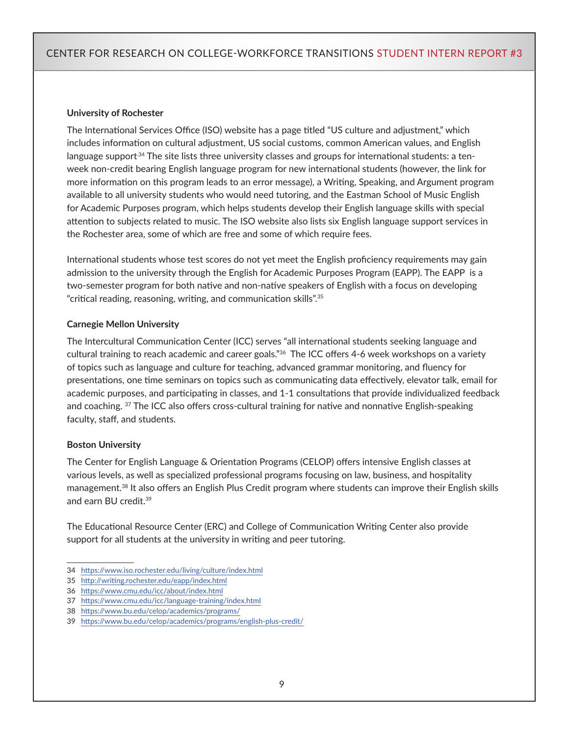### University of Rochester

The International Services Office (ISO) website has a page titled "US culture and adjustment," which includes information on cultural adjustment, US social customs, common American values, and English language support.[34] The site lists three university classes and groups for international students: a ten-week non-credit bearing English language program for new international students (however, the link for more information on this program leads to an error message), a Writing, Speaking, and Argument program available to all university students who would need tutoring, and the Eastman School of Music English for Academic Purposes program, which helps students develop their English language skills with special attention to subjects related to music. The ISO website also lists six English language support services in the Rochester area, some of which are free and some of which require fees.

International students whose test scores do not yet meet the English proficiency requirements may gain admission to the university through the English for Academic Purposes Program (EAPP). The EAPP is a two-semester program for both native and non-native speakers of English with a focus on developing "critical reading, reasoning, writing, and communication skills".[35]

### Carnegie Mellon University

The Intercultural Communication Center (ICC) serves "all international students seeking language and cultural training to reach academic and career goals."[36] The ICC offers 4-6 week workshops on a variety of topics such as language and culture for teaching, advanced grammar monitoring, and fluency for presentations, one time seminars on topics such as communicating data effectively, elevator talk, email for academic purposes, and participating in classes, and 1-1 consultations that provide individualized feedback and coaching.[37] The ICC also offers cross-cultural training for native and nonnative English-speaking faculty, staff, and students.

### Boston University

The Center for English Language & Orientation Programs (CELOP) offers intensive English classes at various levels, as well as specialized professional programs focusing on law, business, and hospitality management.[38] It also offers an English Plus Credit program where students can improve their English skills and earn BU credit.[39]

The Educational Resource Center (ERC) and College of Communication Writing Center also provide support for all students at the university in writing and peer tutoring.

---

34 https://www.iso.rochester.edu/living/culture/index.html

35 http://writing.rochester.edu/eapp/index.html

36 https://www.cmu.edu/icc/about/index.html

37 https://www.cmu.edu/icc/language-training/index.html

38 https://www.bu.edu/celop/academics/programs/

39 https://www.bu.edu/celop/academics/programs/english-plus-credit/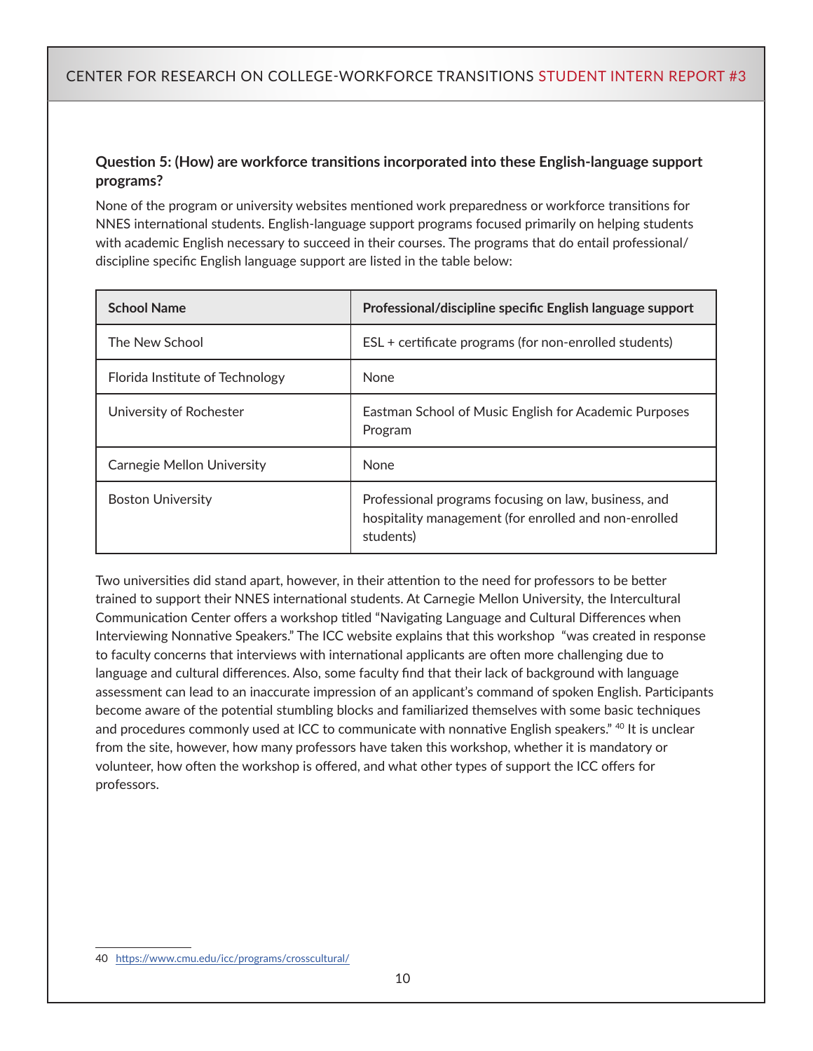**Question 5: (How) are workforce transitions incorporated into these English-language support programs?**

None of the program or university websites mentioned work preparedness or workforce transitions for NNES international students. English-language support programs focused primarily on helping students with academic English necessary to succeed in their courses. The programs that do entail professional/discipline specific English language support are listed in the table below:

| School Name | Professional/discipline specific English language support |
|---|---|
| The New School | ESL + certificate programs (for non-enrolled students) |
| Florida Institute of Technology | None |
| University of Rochester | Eastman School of Music English for Academic Purposes Program |
| Carnegie Mellon University | None |
| Boston University | Professional programs focusing on law, business, and hospitality management (for enrolled and non-enrolled students) |

Two universities did stand apart, however, in their attention to the need for professors to be better trained to support their NNES international students. At Carnegie Mellon University, the Intercultural Communication Center offers a workshop titled "Navigating Language and Cultural Differences when Interviewing Nonnative Speakers." The ICC website explains that this workshop "was created in response to faculty concerns that interviews with international applicants are often more challenging due to language and cultural differences. Also, some faculty find that their lack of background with language assessment can lead to an inaccurate impression of an applicant's command of spoken English. Participants become aware of the potential stumbling blocks and familiarized themselves with some basic techniques and procedures commonly used at ICC to communicate with nonnative English speakers." [40] It is unclear from the site, however, how many professors have taken this workshop, whether it is mandatory or volunteer, how often the workshop is offered, and what other types of support the ICC offers for professors.

---

40 https://www.cmu.edu/icc/programs/crosscultural/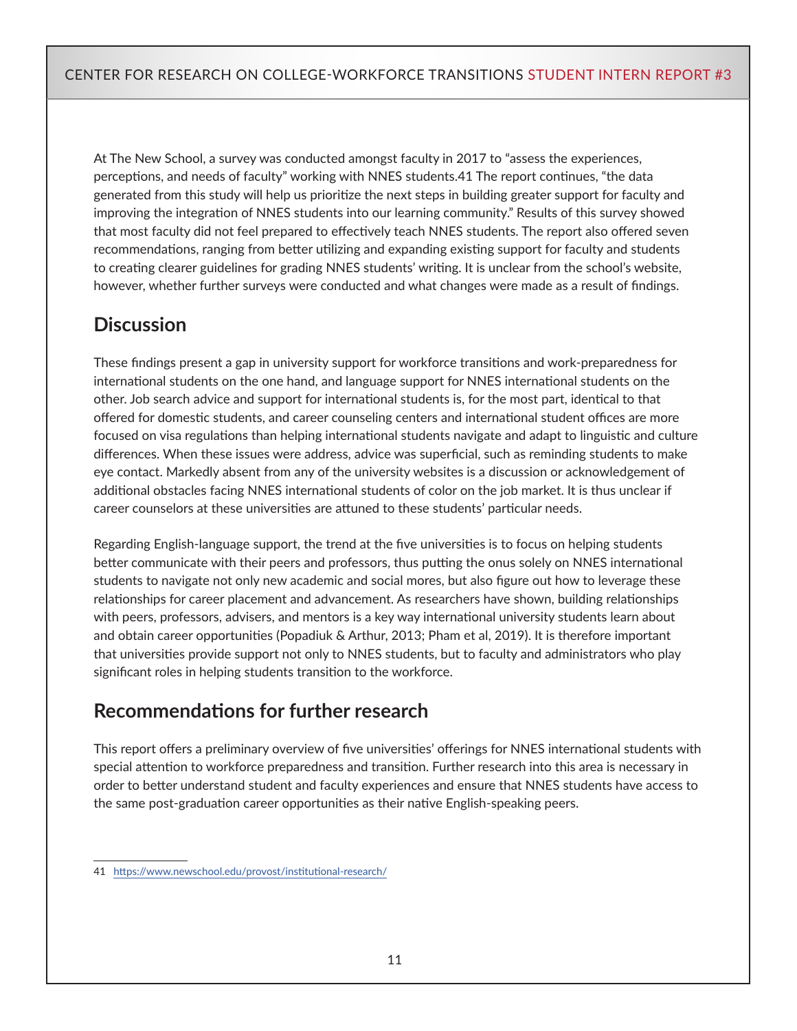At The New School, a survey was conducted amongst faculty in 2017 to "assess the experiences, perceptions, and needs of faculty" working with NNES students.[41] The report continues, "the data generated from this study will help us prioritize the next steps in building greater support for faculty and improving the integration of NNES students into our learning community." Results of this survey showed that most faculty did not feel prepared to effectively teach NNES students. The report also offered seven recommendations, ranging from better utilizing and expanding existing support for faculty and students to creating clearer guidelines for grading NNES students' writing. It is unclear from the school's website, however, whether further surveys were conducted and what changes were made as a result of findings.

## Discussion

These findings present a gap in university support for workforce transitions and work-preparedness for international students on the one hand, and language support for NNES international students on the other. Job search advice and support for international students is, for the most part, identical to that offered for domestic students, and career counseling centers and international student offices are more focused on visa regulations than helping international students navigate and adapt to linguistic and culture differences. When these issues were address, advice was superficial, such as reminding students to make eye contact. Markedly absent from any of the university websites is a discussion or acknowledgement of additional obstacles facing NNES international students of color on the job market. It is thus unclear if career counselors at these universities are attuned to these students' particular needs.

Regarding English-language support, the trend at the five universities is to focus on helping students better communicate with their peers and professors, thus putting the onus solely on NNES international students to navigate not only new academic and social mores, but also figure out how to leverage these relationships for career placement and advancement. As researchers have shown, building relationships with peers, professors, advisers, and mentors is a key way international university students learn about and obtain career opportunities (Popadiuk & Arthur, 2013; Pham et al, 2019). It is therefore important that universities provide support not only to NNES students, but to faculty and administrators who play significant roles in helping students transition to the workforce.

## Recommendations for further research

This report offers a preliminary overview of five universities' offerings for NNES international students with special attention to workforce preparedness and transition. Further research into this area is necessary in order to better understand student and faculty experiences and ensure that NNES students have access to the same post-graduation career opportunities as their native English-speaking peers.

---

41 https://www.newschool.edu/provost/institutional-research/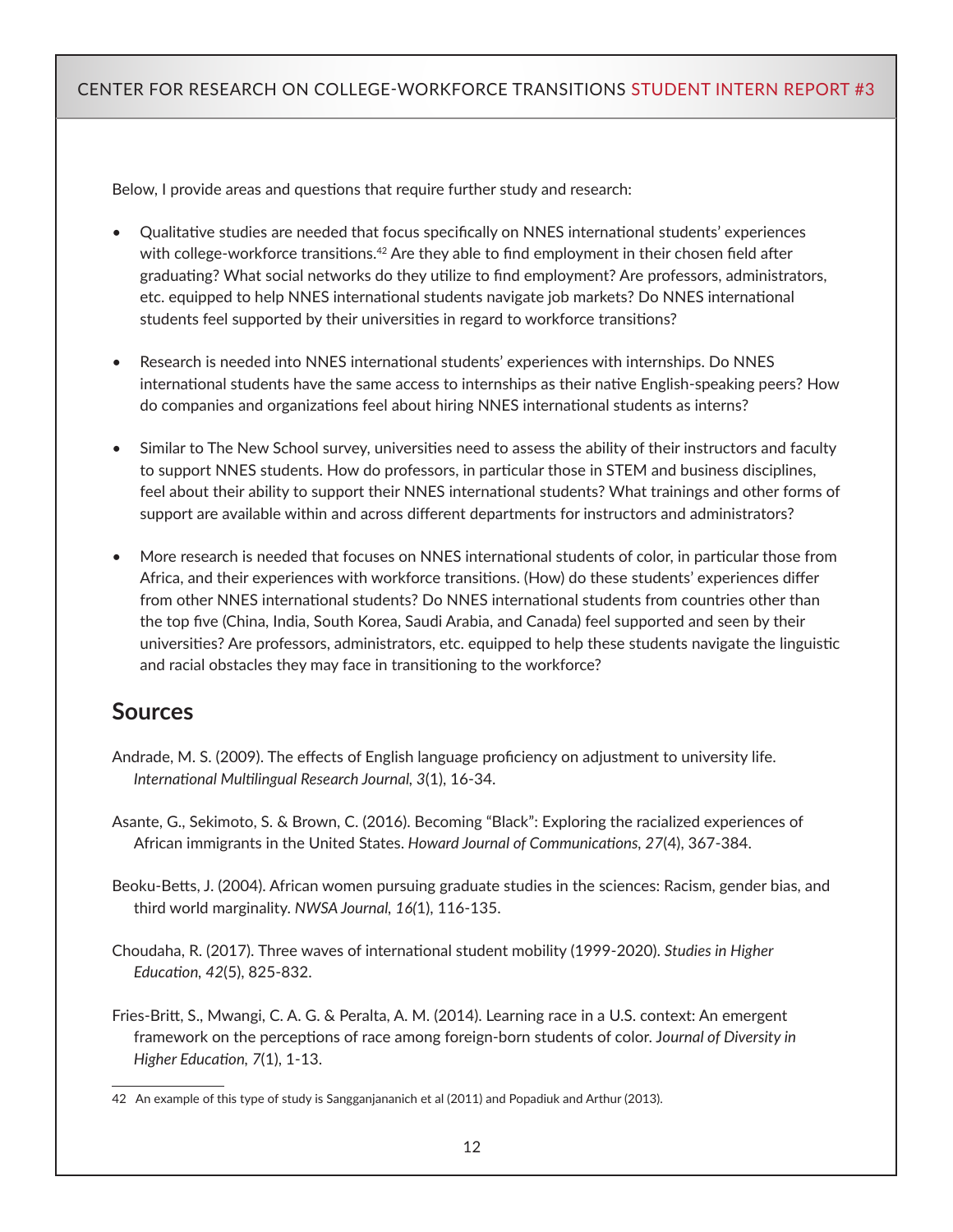Below, I provide areas and questions that require further study and research:

- Qualitative studies are needed that focus specifically on NNES international students' experiences with college-workforce transitions.[42] Are they able to find employment in their chosen field after graduating? What social networks do they utilize to find employment? Are professors, administrators, etc. equipped to help NNES international students navigate job markets? Do NNES international students feel supported by their universities in regard to workforce transitions?

- Research is needed into NNES international students' experiences with internships. Do NNES international students have the same access to internships as their native English-speaking peers? How do companies and organizations feel about hiring NNES international students as interns?

- Similar to The New School survey, universities need to assess the ability of their instructors and faculty to support NNES students. How do professors, in particular those in STEM and business disciplines, feel about their ability to support their NNES international students? What trainings and other forms of support are available within and across different departments for instructors and administrators?

- More research is needed that focuses on NNES international students of color, in particular those from Africa, and their experiences with workforce transitions. (How) do these students' experiences differ from other NNES international students? Do NNES international students from countries other than the top five (China, India, South Korea, Saudi Arabia, and Canada) feel supported and seen by their universities? Are professors, administrators, etc. equipped to help these students navigate the linguistic and racial obstacles they may face in transitioning to the workforce?

## Sources

Andrade, M. S. (2009). The effects of English language proficiency on adjustment to university life. *International Multilingual Research Journal, 3*(1), 16-34.

Asante, G., Sekimoto, S. & Brown, C. (2016). Becoming "Black": Exploring the racialized experiences of African immigrants in the United States. *Howard Journal of Communications, 27*(4), 367-384.

Beoku-Betts, J. (2004). African women pursuing graduate studies in the sciences: Racism, gender bias, and third world marginality. *NWSA Journal, 16(*1), 116-135.

Choudaha, R. (2017). Three waves of international student mobility (1999-2020). *Studies in Higher Education, 42*(5), 825-832.

Fries-Britt, S., Mwangi, C. A. G. & Peralta, A. M. (2014). Learning race in a U.S. context: An emergent framework on the perceptions of race among foreign-born students of color. J*ournal of Diversity in Higher Education, 7*(1), 1-13.

---

42 An example of this type of study is Sangganjananich et al (2011) and Popadiuk and Arthur (2013).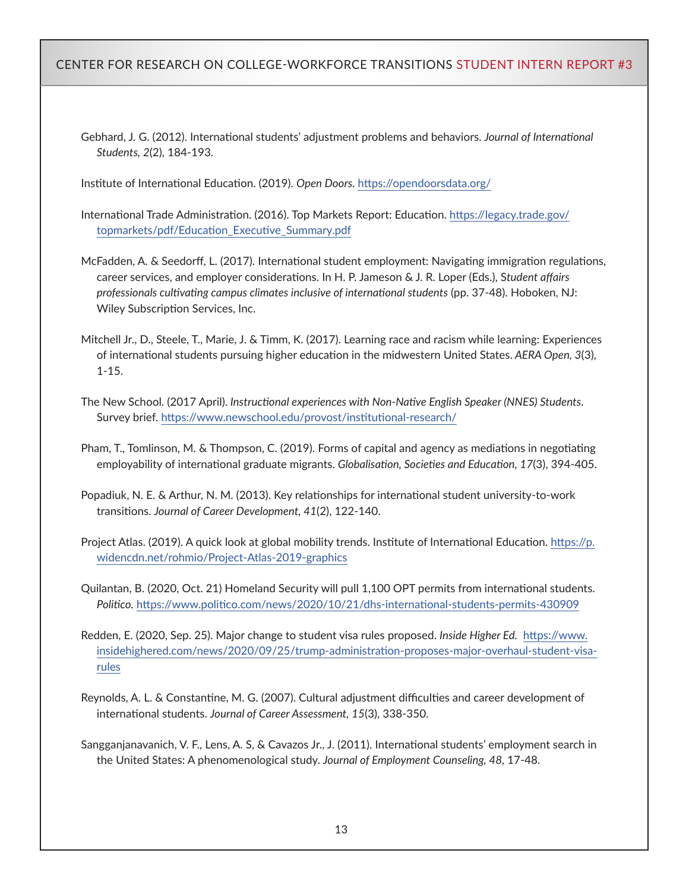Gebhard, J. G. (2012). International students' adjustment problems and behaviors. *Journal of International Students, 2*(2), 184-193.

Institute of International Education. (2019). *Open Doors.* https://opendoorsdata.org/

International Trade Administration. (2016). Top Markets Report: Education. https://legacy.trade.gov/topmarkets/pdf/Education_Executive_Summary.pdf

McFadden, A. & Seedorff, L. (2017). International student employment: Navigating immigration regulations, career services, and employer considerations. In H. P. Jameson & J. R. Loper (Eds.), *Student affairs professionals cultivating campus climates inclusive of international students* (pp. 37-48). Hoboken, NJ: Wiley Subscription Services, Inc.

Mitchell Jr., D., Steele, T., Marie, J. & Timm, K. (2017). Learning race and racism while learning: Experiences of international students pursuing higher education in the midwestern United States. *AERA Open, 3*(3), 1-15.

The New School. (2017 April). *Instructional experiences with Non-Native English Speaker (NNES) Students.* Survey brief. https://www.newschool.edu/provost/institutional-research/

Pham, T., Tomlinson, M. & Thompson, C. (2019). Forms of capital and agency as mediations in negotiating employability of international graduate migrants. *Globalisation, Societies and Education, 17*(3), 394-405.

Popadiuk, N. E. & Arthur, N. M. (2013). Key relationships for international student university-to-work transitions. *Journal of Career Development, 41*(2), 122-140.

Project Atlas. (2019). A quick look at global mobility trends. Institute of International Education. https://p.widencdn.net/rohmio/Project-Atlas-2019-graphics

Quilantan, B. (2020, Oct. 21) Homeland Security will pull 1,100 OPT permits from international students. *Politico.* https://www.politico.com/news/2020/10/21/dhs-international-students-permits-430909

Redden, E. (2020, Sep. 25). Major change to student visa rules proposed. *Inside Higher Ed.* https://www.insidehighered.com/news/2020/09/25/trump-administration-proposes-major-overhaul-student-visa-rules

Reynolds, A. L. & Constantine, M. G. (2007). Cultural adjustment difficulties and career development of international students. *Journal of Career Assessment, 15*(3), 338-350.

Sangganjanavanich, V. F., Lens, A. S, & Cavazos Jr., J. (2011). International students' employment search in the United States: A phenomenological study. *Journal of Employment Counseling, 48*, 17-48.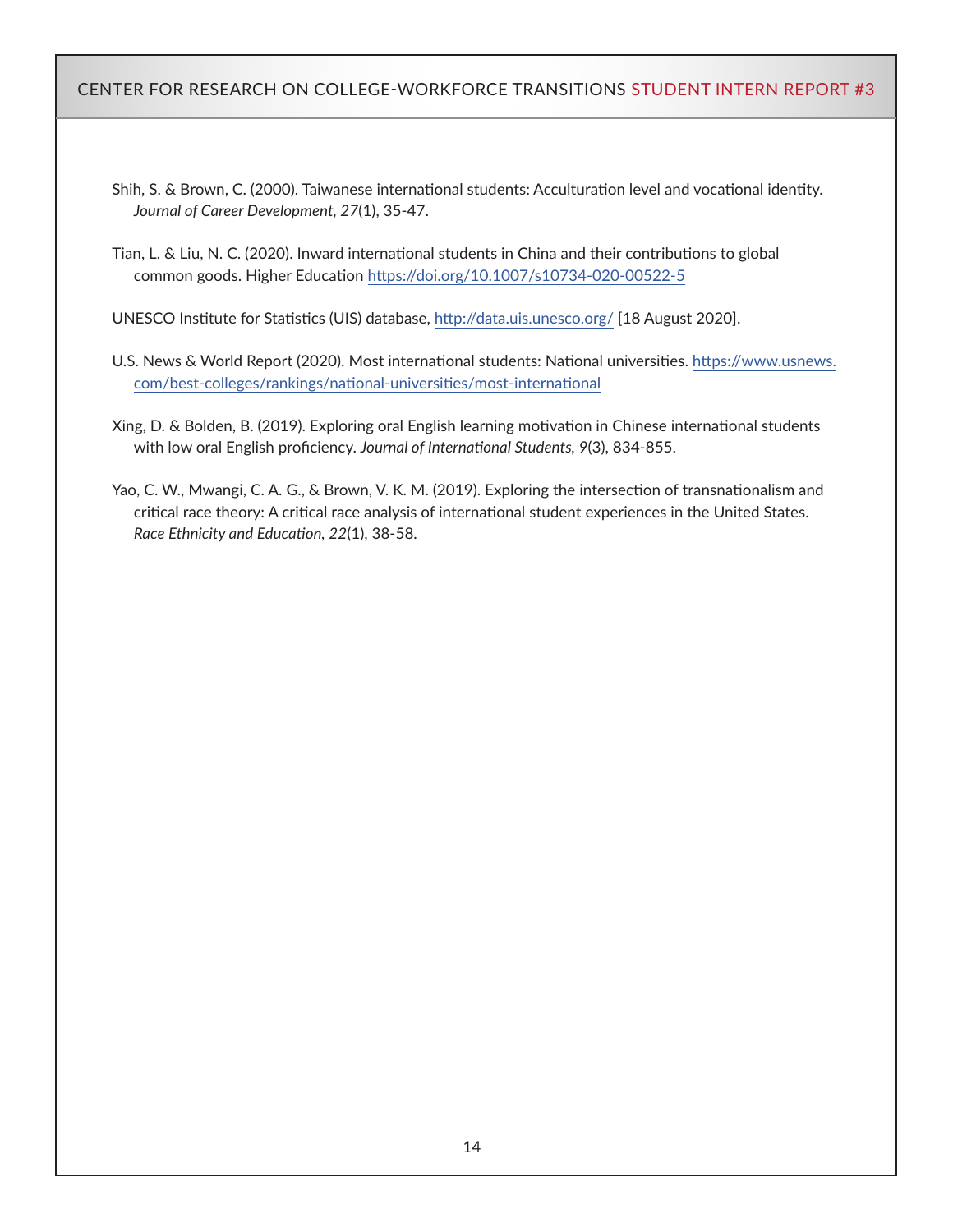Shih, S. & Brown, C. (2000). Taiwanese international students: Acculturation level and vocational identity. *Journal of Career Development*, *27*(1), 35-47.

Tian, L. & Liu, N. C. (2020). Inward international students in China and their contributions to global common goods. Higher Education https://doi.org/10.1007/s10734-020-00522-5

UNESCO Institute for Statistics (UIS) database, http://data.uis.unesco.org/ [18 August 2020].

U.S. News & World Report (2020). Most international students: National universities. https://www.usnews.com/best-colleges/rankings/national-universities/most-international

Xing, D. & Bolden, B. (2019). Exploring oral English learning motivation in Chinese international students with low oral English proficiency. *Journal of International Students, 9*(3), 834-855.

Yao, C. W., Mwangi, C. A. G., & Brown, V. K. M. (2019). Exploring the intersection of transnationalism and critical race theory: A critical race analysis of international student experiences in the United States. *Race Ethnicity and Education, 22*(1), 38-58.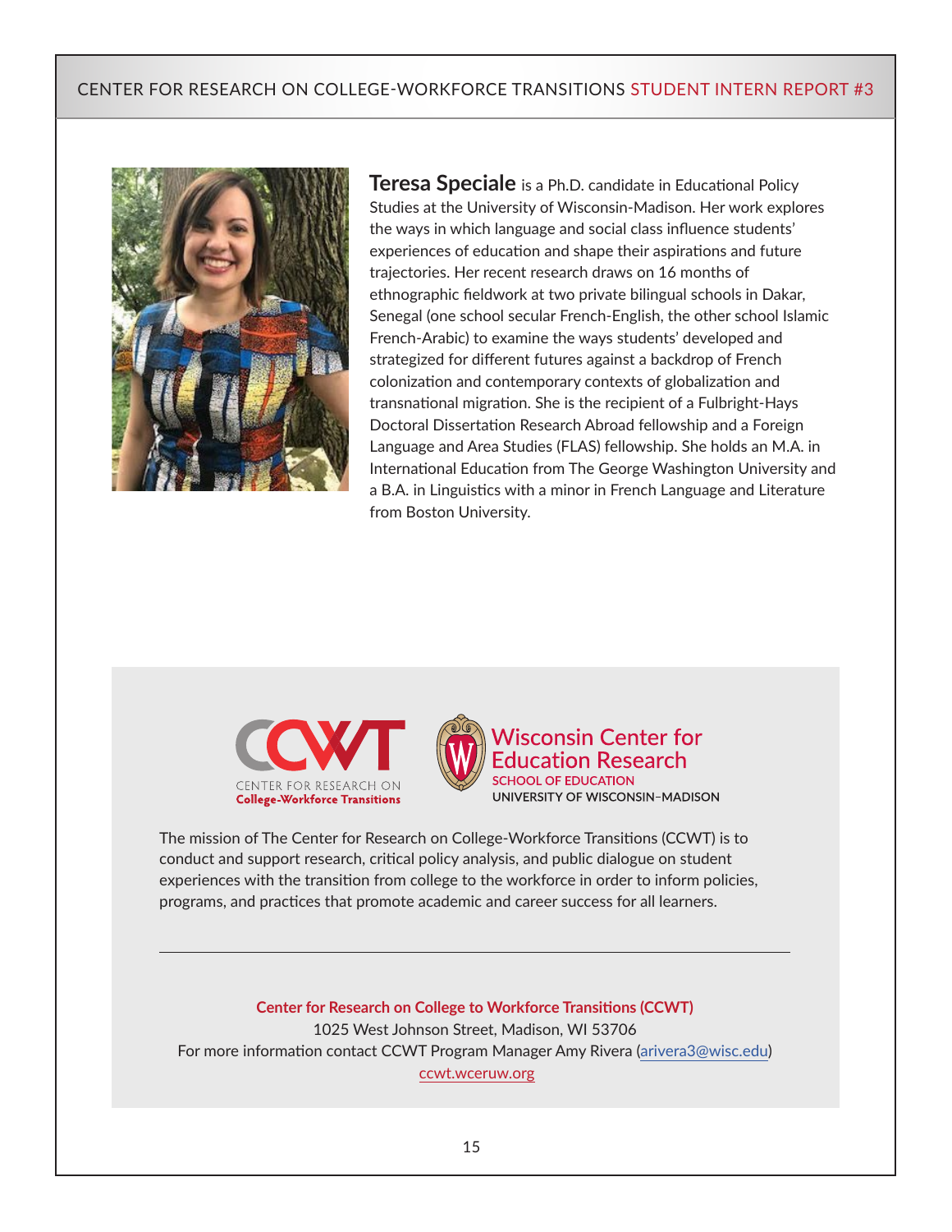**Teresa Speciale** is a Ph.D. candidate in Educational Policy Studies at the University of Wisconsin-Madison. Her work explores the ways in which language and social class influence students' experiences of education and shape their aspirations and future trajectories. Her recent research draws on 16 months of ethnographic fieldwork at two private bilingual schools in Dakar, Senegal (one school secular French-English, the other school Islamic French-Arabic) to examine the ways students' developed and strategized for different futures against a backdrop of French colonization and contemporary contexts of globalization and transnational migration. She is the recipient of a Fulbright-Hays Doctoral Dissertation Research Abroad fellowship and a Foreign Language and Area Studies (FLAS) fellowship. She holds an M.A. in International Education from The George Washington University and a B.A. in Linguistics with a minor in French Language and Literature from Boston University.

CCWT
CENTER FOR RESEARCH ON
College-Workforce Transitions

Wisconsin Center for Education Research
SCHOOL OF EDUCATION
UNIVERSITY OF WISCONSIN–MADISON

The mission of The Center for Research on College-Workforce Transitions (CCWT) is to conduct and support research, critical policy analysis, and public dialogue on student experiences with the transition from college to the workforce in order to inform policies, programs, and practices that promote academic and career success for all learners.

---

**Center for Research on College to Workforce Transitions (CCWT)**
1025 West Johnson Street, Madison, WI 53706
For more information contact CCWT Program Manager Amy Rivera (arivera3@wisc.edu)
ccwt.wceruw.org